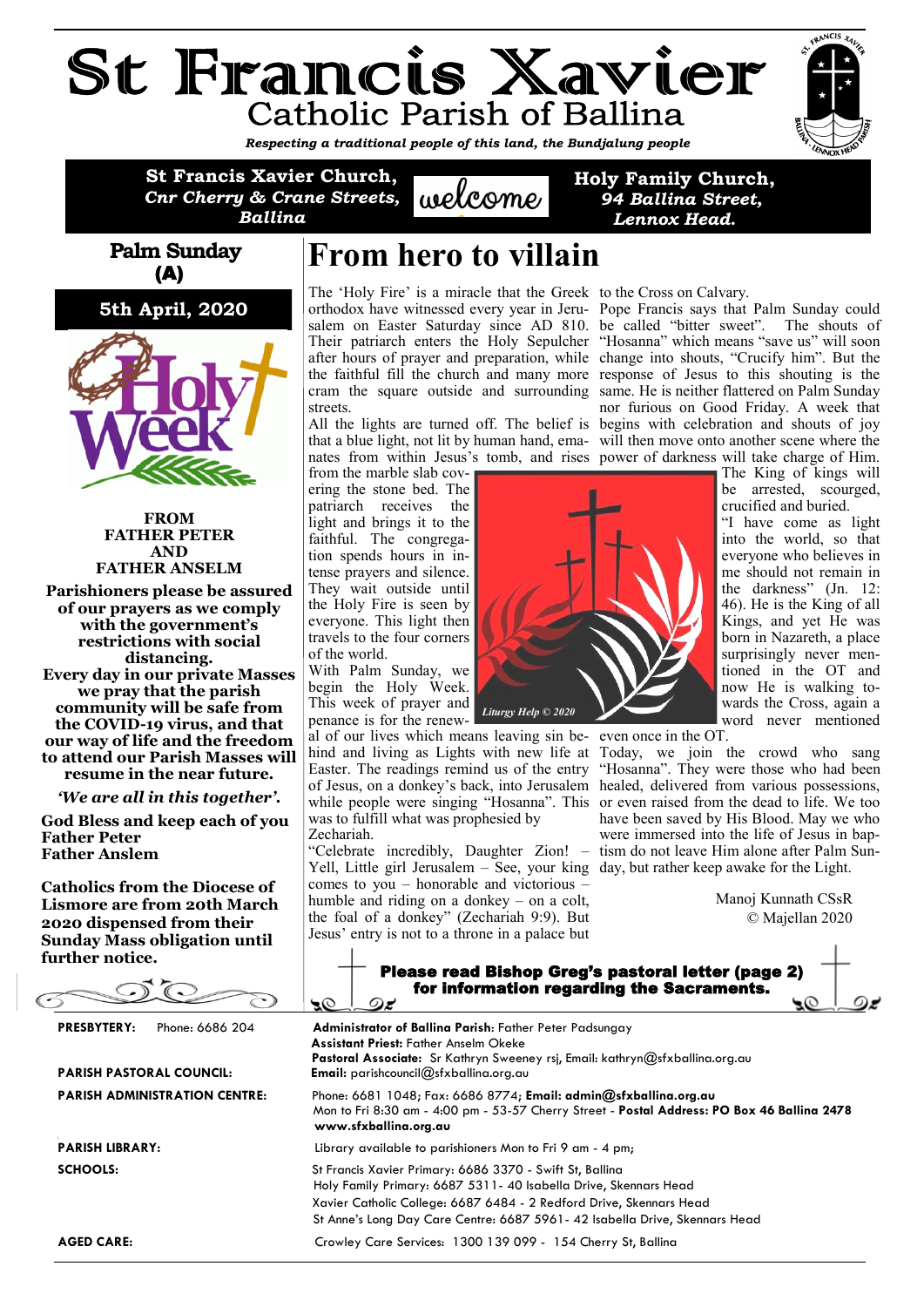# St Francis Xavier

## Catholic Parish of Ballina

*Respecting a traditional people of this land, the Bundjalung people*

**St Francis Xavier Church,**
***Cnr Cherry & Crane Streets,***
***Ballina***

welcome

**Holy Family Church,**
***94 Ballina Street,***
***Lennox Head.***

**Palm Sunday (A)**

**5th April, 2020**

**FROM FATHER PETER AND FATHER ANSELM**

**Parishioners please be assured of our prayers as we comply with the government's restrictions with social distancing.**
**Every day in our private Masses we pray that the parish community will be safe from the COVID-19 virus, and that our way of life and the freedom to attend our Parish Masses will resume in the near future.**

***'We are all in this together'.***

**God Bless and keep each of you**
**Father Peter**
**Father Anslem**

**Catholics from the Diocese of Lismore are from 20th March 2020 dispensed from their Sunday Mass obligation until further notice.**

# From hero to villain

The 'Holy Fire' is a miracle that the Greek orthodox have witnessed every year in Jerusalem on Easter Saturday since AD 810. Their patriarch enters the Holy Sepulcher after hours of prayer and preparation, while the faithful fill the church and many more cram the square outside and surrounding streets.

All the lights are turned off. The belief is that a blue light, not lit by human hand, emanates from within Jesus's tomb, and rises from the marble slab covering the stone bed. The patriarch receives the light and brings it to the faithful. The congregation spends hours in intense prayers and silence. They wait outside until the Holy Fire is seen by everyone. This light then travels to the four corners of the world.

With Palm Sunday, we begin the Holy Week. This week of prayer and penance is for the renewal of our lives which means leaving sin behind and living as Lights with new life at Easter. The readings remind us of the entry of Jesus, on a donkey's back, into Jerusalem while people were singing "Hosanna". This was to fulfill what was prophesied by Zechariah.

"Celebrate incredibly, Daughter Zion! – Yell, Little girl Jerusalem – See, your king comes to you – honorable and victorious – humble and riding on a donkey – on a colt, the foal of a donkey" (Zechariah 9:9). But Jesus' entry is not to a throne in a palace but to the Cross on Calvary.

*Liturgy Help © 2020*

Pope Francis says that Palm Sunday could be called "bitter sweet". The shouts of "Hosanna" which means "save us" will soon change into shouts, "Crucify him". But the response of Jesus to this shouting is the same. He is neither flattered on Palm Sunday nor furious on Good Friday. A week that begins with celebration and shouts of joy will then move onto another scene where the power of darkness will take charge of Him. The King of kings will be arrested, scourged, crucified and buried.

"I have come as light into the world, so that everyone who believes in me should not remain in the darkness" (Jn. 12: 46). He is the King of all Kings, and yet He was born in Nazareth, a place surprisingly never mentioned in the OT and now He is walking towards the Cross, again a word never mentioned even once in the OT.

Today, we join the crowd who sang "Hosanna". They were those who had been healed, delivered from various possessions, or even raised from the dead to life. We too have been saved by His Blood. May we who were immersed into the life of Jesus in baptism do not leave Him alone after Palm Sunday, but rather keep awake for the Light.

Manoj Kunnath CSsR
© Majellan 2020

**Please read Bishop Greg's pastoral letter (page 2) for information regarding the Sacraments.**

**PRESBYTERY:** Phone: 6686 204

**Administrator of Ballina Parish**: Father Peter Padsungay
**Assistant Priest:** Father Anselm Okeke
**Pastoral Associate:** Sr Kathryn Sweeney rsj, Email: kathryn@sfxballina.org.au

**PARISH PASTORAL COUNCIL:** **Email:** parishcouncil@sfxballina.org.au

**PARISH ADMINISTRATION CENTRE:** Phone: 6681 1048; Fax: 6686 8774; **Email: admin@sfxballina.org.au**
Mon to Fri 8:30 am - 4:00 pm - 53-57 Cherry Street - **Postal Address: PO Box 46 Ballina 2478**
**www.sfxballina.org.au**

**PARISH LIBRARY:** Library available to parishioners Mon to Fri 9 am - 4 pm;

**SCHOOLS:**
St Francis Xavier Primary: 6686 3370 - Swift St, Ballina
Holy Family Primary: 6687 5311- 40 Isabella Drive, Skennars Head
Xavier Catholic College: 6687 6484 - 2 Redford Drive, Skennars Head
St Anne's Long Day Care Centre: 6687 5961- 42 Isabella Drive, Skennars Head

**AGED CARE:** Crowley Care Services: 1300 139 099 - 154 Cherry St, Ballina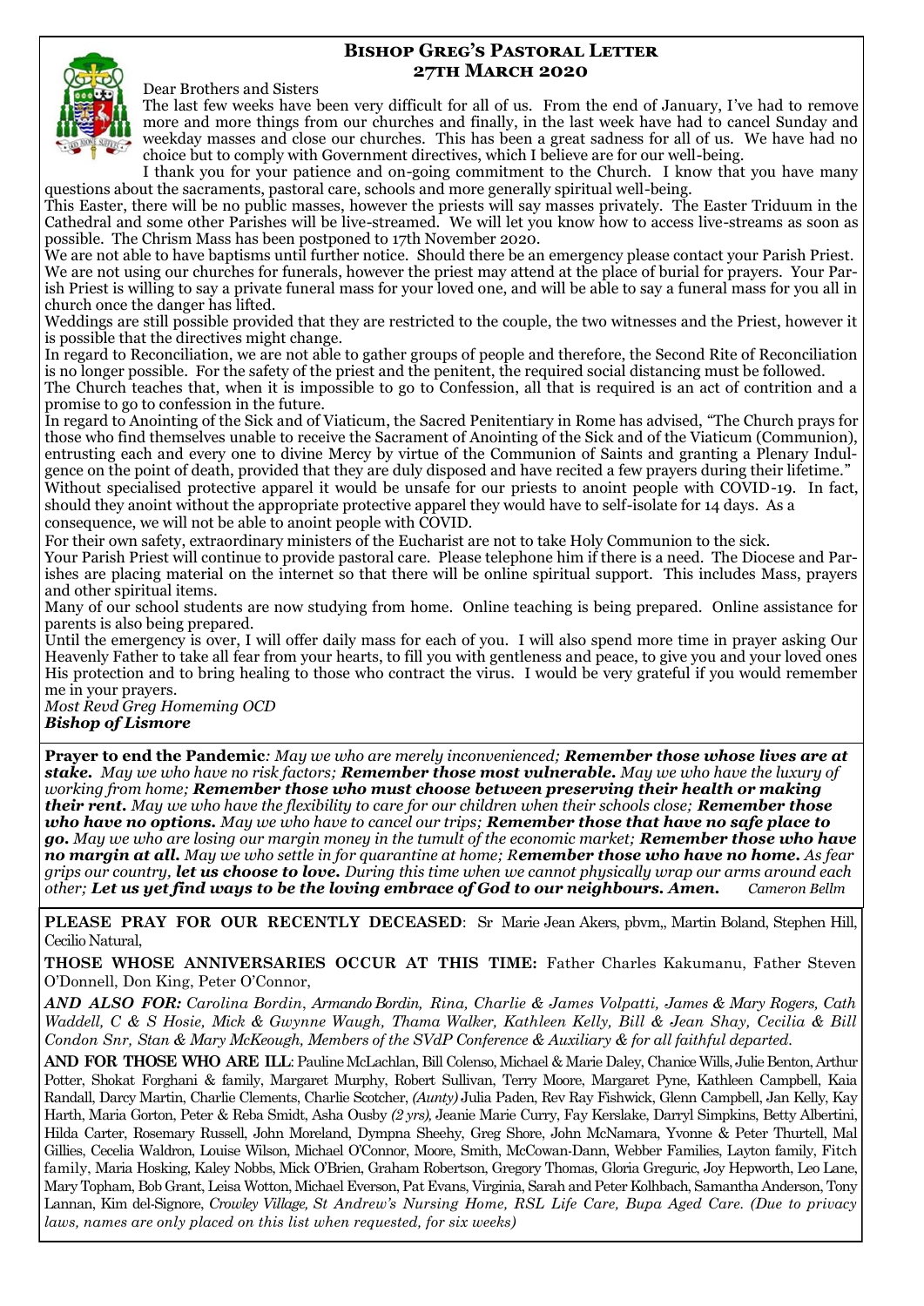## Bishop Greg's Pastoral Letter
## 27th March 2020

Dear Brothers and Sisters

The last few weeks have been very difficult for all of us. From the end of January, I've had to remove more and more things from our churches and finally, in the last week have had to cancel Sunday and weekday masses and close our churches. This has been a great sadness for all of us. We have had no choice but to comply with Government directives, which I believe are for our well-being.

I thank you for your patience and on-going commitment to the Church. I know that you have many questions about the sacraments, pastoral care, schools and more generally spiritual well-being.

This Easter, there will be no public masses, however the priests will say masses privately. The Easter Triduum in the Cathedral and some other Parishes will be live-streamed. We will let you know how to access live-streams as soon as possible. The Chrism Mass has been postponed to 17th November 2020.

We are not able to have baptisms until further notice. Should there be an emergency please contact your Parish Priest. We are not using our churches for funerals, however the priest may attend at the place of burial for prayers. Your Parish Priest is willing to say a private funeral mass for your loved one, and will be able to say a funeral mass for you all in church once the danger has lifted.

Weddings are still possible provided that they are restricted to the couple, the two witnesses and the Priest, however it is possible that the directives might change.

In regard to Reconciliation, we are not able to gather groups of people and therefore, the Second Rite of Reconciliation is no longer possible. For the safety of the priest and the penitent, the required social distancing must be followed.

The Church teaches that, when it is impossible to go to Confession, all that is required is an act of contrition and a promise to go to confession in the future.

In regard to Anointing of the Sick and of Viaticum, the Sacred Penitentiary in Rome has advised, "The Church prays for those who find themselves unable to receive the Sacrament of Anointing of the Sick and of the Viaticum (Communion), entrusting each and every one to divine Mercy by virtue of the Communion of Saints and granting a Plenary Indulgence on the point of death, provided that they are duly disposed and have recited a few prayers during their lifetime."

Without specialised protective apparel it would be unsafe for our priests to anoint people with COVID-19. In fact, should they anoint without the appropriate protective apparel they would have to self-isolate for 14 days. As a consequence, we will not be able to anoint people with COVID.

For their own safety, extraordinary ministers of the Eucharist are not to take Holy Communion to the sick.

Your Parish Priest will continue to provide pastoral care. Please telephone him if there is a need. The Diocese and Parishes are placing material on the internet so that there will be online spiritual support. This includes Mass, prayers and other spiritual items.

Many of our school students are now studying from home. Online teaching is being prepared. Online assistance for parents is also being prepared.

Until the emergency is over, I will offer daily mass for each of you. I will also spend more time in prayer asking Our Heavenly Father to take all fear from your hearts, to fill you with gentleness and peace, to give you and your loved ones His protection and to bring healing to those who contract the virus. I would be very grateful if you would remember me in your prayers.

*Most Revd Greg Homeming OCD*
***Bishop of Lismore***

---

**Prayer to end the Pandemic***: May we who are merely inconvenienced;* ***Remember those whose lives are at stake.*** *May we who have no risk factors;* ***Remember those most vulnerable.*** *May we who have the luxury of working from home;* ***Remember those who must choose between preserving their health or making their rent.*** *May we who have the flexibility to care for our children when their schools close;* ***Remember those who have no options.*** *May we who have to cancel our trips;* ***Remember those that have no safe place to go.*** *May we who are losing our margin money in the tumult of the economic market;* ***Remember those who have no margin at all.*** *May we who settle in for quarantine at home;* ***Remember those who have no home.*** *As fear grips our country,* ***let us choose to love.*** *During this time when we cannot physically wrap our arms around each other;* ***Let us yet find ways to be the loving embrace of God to our neighbours. Amen.*** *Cameron Bellm*

---

**PLEASE PRAY FOR OUR RECENTLY DECEASED**: Sr Marie Jean Akers, pbvm,, Martin Boland, Stephen Hill, Cecilio Natural,

**THOSE WHOSE ANNIVERSARIES OCCUR AT THIS TIME:** Father Charles Kakumanu, Father Steven O'Donnell, Don King, Peter O'Connor,

***AND ALSO FOR:*** *Carolina Bordin, Armando Bordin, Rina, Charlie & James Volpatti, James & Mary Rogers, Cath Waddell, C & S Hosie, Mick & Gwynne Waugh, Thama Walker, Kathleen Kelly, Bill & Jean Shay, Cecilia & Bill Condon Snr, Stan & Mary McKeough, Members of the SVdP Conference & Auxiliary & for all faithful departed.*

**AND FOR THOSE WHO ARE ILL**: Pauline McLachlan, Bill Colenso, Michael & Marie Daley, Chanice Wills, Julie Benton, Arthur Potter, Shokat Forghani & family, Margaret Murphy, Robert Sullivan, Terry Moore, Margaret Pyne, Kathleen Campbell, Kaia Randall, Darcy Martin, Charlie Clements, Charlie Scotcher, *(Aunty)* Julia Paden, Rev Ray Fishwick, Glenn Campbell, Jan Kelly, Kay Harth, Maria Gorton, Peter & Reba Smidt, Asha Ousby *(2 yrs),* Jeanie Marie Curry, Fay Kerslake, Darryl Simpkins, Betty Albertini, Hilda Carter, Rosemary Russell, John Moreland, Dympna Sheehy, Greg Shore, John McNamara, Yvonne & Peter Thurtell, Mal Gillies, Cecelia Waldron, Louise Wilson, Michael O'Connor, Moore, Smith, McCowan-Dann, Webber Families, Layton family, Fitch family, Maria Hosking, Kaley Nobbs, Mick O'Brien, Graham Robertson, Gregory Thomas, Gloria Greguric, Joy Hepworth, Leo Lane, Mary Topham, Bob Grant, Leisa Wotton, Michael Everson, Pat Evans, Virginia, Sarah and Peter Kolhbach, Samantha Anderson, Tony Lannan, Kim del-Signore, *Crowley Village, St Andrew's Nursing Home, RSL Life Care, Bupa Aged Care. (Due to privacy laws, names are only placed on this list when requested, for six weeks)*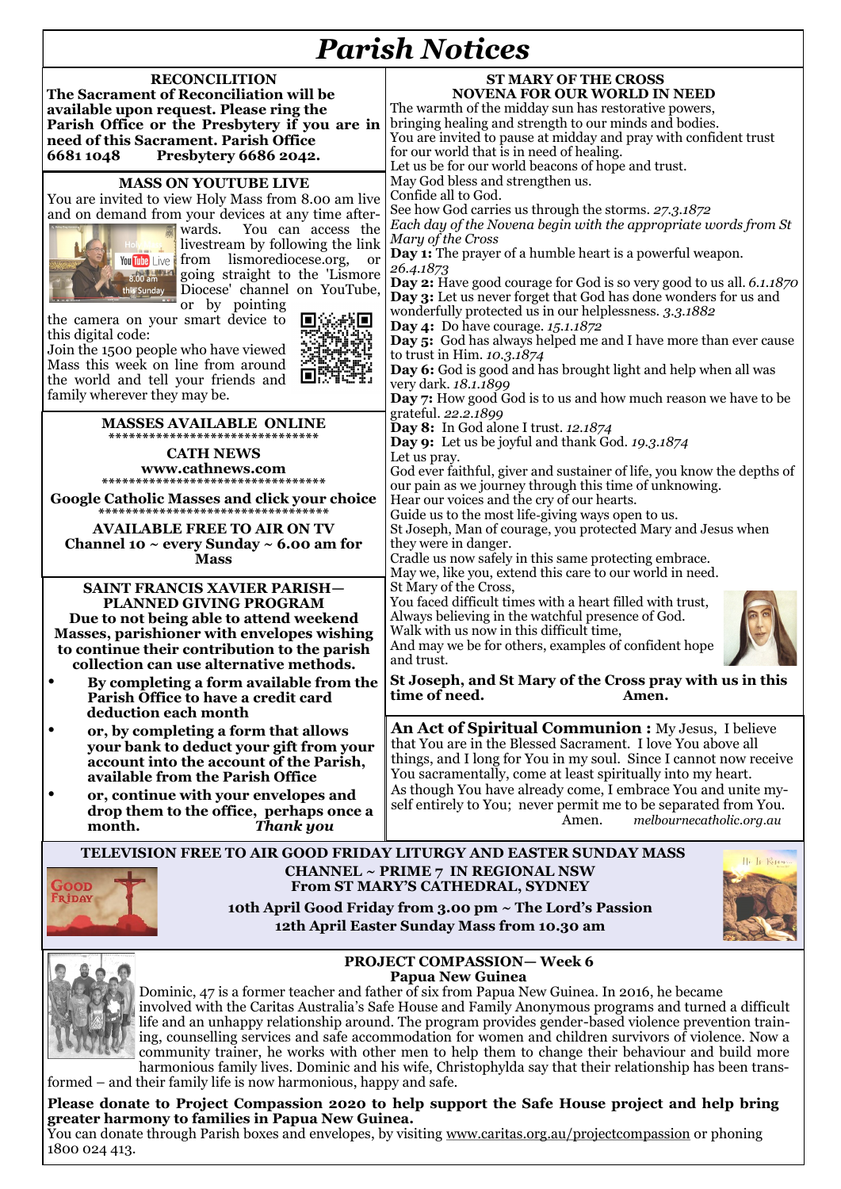# Parish Notices

## RECONCILITION

**The Sacrament of Reconciliation will be available upon request. Please ring the Parish Office or the Presbytery if you are in need of this Sacrament. Parish Office 6681 1048 Presbytery 6686 2042.**

## MASS ON YOUTUBE LIVE

You are invited to view Holy Mass from 8.00 am live and on demand from your devices at any time afterwards. You can access the livestream by following the link from lismorediocese.org, or going straight to the 'Lismore Diocese' channel on YouTube, or by pointing the camera on your smart device to this digital code:

Join the 1500 people who have viewed Mass this week on line from around the world and tell your friends and family wherever they may be.

## MASSES AVAILABLE ONLINE

**CATH NEWS**
**www.cathnews.com**

**Google Catholic Masses and click your choice**

**AVAILABLE FREE TO AIR ON TV**
**Channel 10 ~ every Sunday ~ 6.00 am for Mass**

## SAINT FRANCIS XAVIER PARISH— PLANNED GIVING PROGRAM

**Due to not being able to attend weekend Masses, parishioner with envelopes wishing to continue their contribution to the parish collection can use alternative methods.**

- **By completing a form available from the Parish Office to have a credit card deduction each month**
- **or, by completing a form that allows your bank to deduct your gift from your account into the account of the Parish, available from the Parish Office**
- **or, continue with your envelopes and drop them to the office, perhaps once a month.** ***Thank you***

## ST MARY OF THE CROSS NOVENA FOR OUR WORLD IN NEED

The warmth of the midday sun has restorative powers,
bringing healing and strength to our minds and bodies.
You are invited to pause at midday and pray with confident trust for our world that is in need of healing.
Let us be for our world beacons of hope and trust.
May God bless and strengthen us.
Confide all to God.
See how God carries us through the storms. *27.3.1872*

*Each day of the Novena begin with the appropriate words from St Mary of the Cross*

**Day 1:** The prayer of a humble heart is a powerful weapon. *26.4.1873*
**Day 2:** Have good courage for God is so very good to us all. *6.1.1870*
**Day 3:** Let us never forget that God has done wonders for us and wonderfully protected us in our helplessness. *3.3.1882*
**Day 4:** Do have courage. *15.1.1872*
**Day 5:** God has always helped me and I have more than ever cause to trust in Him. *10.3.1874*
**Day 6:** God is good and has brought light and help when all was very dark. *18.1.1899*
**Day 7:** How good God is to us and how much reason we have to be grateful. *22.2.1899*
**Day 8:** In God alone I trust. *12.1874*
**Day 9:** Let us be joyful and thank God. *19.3.1874*

Let us pray.
God ever faithful, giver and sustainer of life, you know the depths of our pain as we journey through this time of unknowing.
Hear our voices and the cry of our hearts.
Guide us to the most life-giving ways open to us.
St Joseph, Man of courage, you protected Mary and Jesus when they were in danger.
Cradle us now safely in this same protecting embrace.
May we, like you, extend this care to our world in need.
St Mary of the Cross,
You faced difficult times with a heart filled with trust,
Always believing in the watchful presence of God.
Walk with us now in this difficult time,
And may we be for others, examples of confident hope and trust.

**St Joseph, and St Mary of the Cross pray with us in this time of need. Amen.**

**An Act of Spiritual Communion :** My Jesus, I believe that You are in the Blessed Sacrament. I love You above all things, and I long for You in my soul. Since I cannot now receive You sacramentally, come at least spiritually into my heart. As though You have already come, I embrace You and unite myself entirely to You; never permit me to be separated from You. Amen. *melbournecatholic.org.au*

## TELEVISION FREE TO AIR GOOD FRIDAY LITURGY AND EASTER SUNDAY MASS

**CHANNEL ~ PRIME 7 IN REGIONAL NSW**
**From ST MARY'S CATHEDRAL, SYDNEY**

**10th April Good Friday from 3.00 pm ~ The Lord's Passion**
**12th April Easter Sunday Mass from 10.30 am**

## PROJECT COMPASSION— Week 6
### Papua New Guinea

Dominic, 47 is a former teacher and father of six from Papua New Guinea. In 2016, he became involved with the Caritas Australia's Safe House and Family Anonymous programs and turned a difficult life and an unhappy relationship around. The program provides gender-based violence prevention training, counselling services and safe accommodation for women and children survivors of violence. Now a community trainer, he works with other men to help them to change their behaviour and build more harmonious family lives. Dominic and his wife, Christophylda say that their relationship has been transformed – and their family life is now harmonious, happy and safe.

**Please donate to Project Compassion 2020 to help support the Safe House project and help bring greater harmony to families in Papua New Guinea.**

You can donate through Parish boxes and envelopes, by visiting www.caritas.org.au/projectcompassion or phoning 1800 024 413.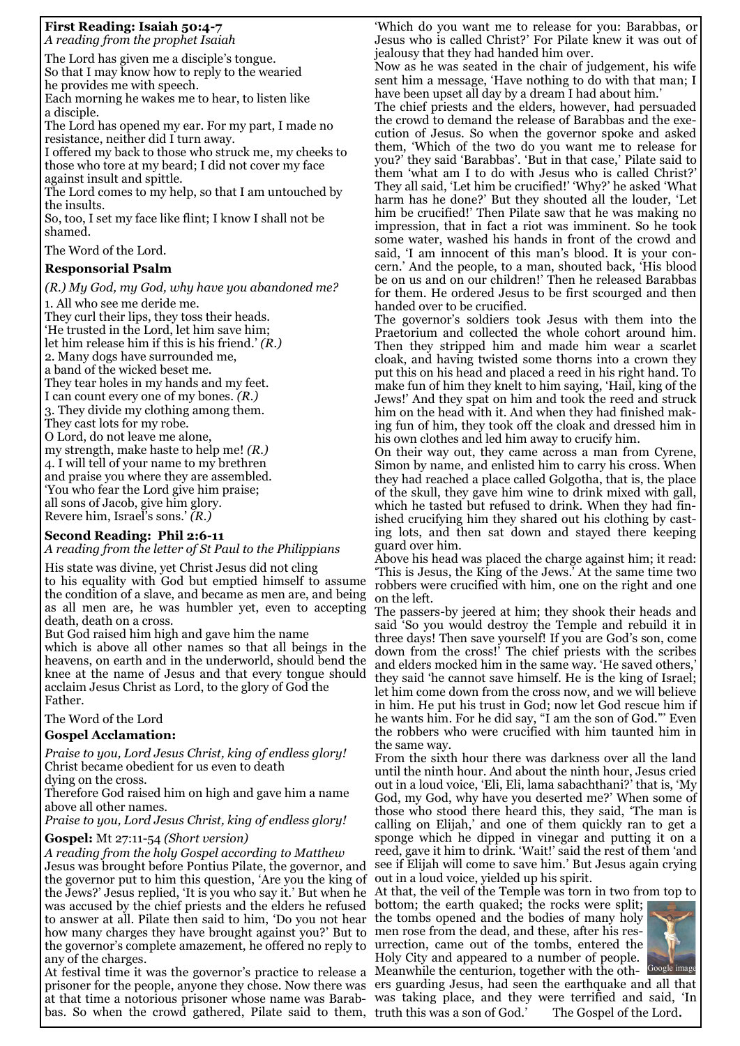**First Reading: Isaiah 50:4-7**
*A reading from the prophet Isaiah*

The Lord has given me a disciple's tongue.
So that I may know how to reply to the wearied
he provides me with speech.
Each morning he wakes me to hear, to listen like
a disciple.
The Lord has opened my ear. For my part, I made no
resistance, neither did I turn away.
I offered my back to those who struck me, my cheeks to
those who tore at my beard; I did not cover my face
against insult and spittle.
The Lord comes to my help, so that I am untouched by
the insults.
So, too, I set my face like flint; I know I shall not be
shamed.

The Word of the Lord.

**Responsorial Psalm**

*(R.) My God, my God, why have you abandoned me?*

1. All who see me deride me.
They curl their lips, they toss their heads.
'He trusted in the Lord, let him save him;
let him release him if this is his friend.' *(R.)*
2. Many dogs have surrounded me,
a band of the wicked beset me.
They tear holes in my hands and my feet.
I can count every one of my bones. *(R.)*
3. They divide my clothing among them.
They cast lots for my robe.
O Lord, do not leave me alone,
my strength, make haste to help me! *(R.)*
4. I will tell of your name to my brethren
and praise you where they are assembled.
'You who fear the Lord give him praise;
all sons of Jacob, give him glory.
Revere him, Israel's sons.' *(R.)*

**Second Reading: Phil 2:6-11**
*A reading from the letter of St Paul to the Philippians*

His state was divine, yet Christ Jesus did not cling to his equality with God but emptied himself to assume the condition of a slave, and became as men are, and being as all men are, he was humbler yet, even to accepting death, death on a cross.
But God raised him high and gave him the name which is above all other names so that all beings in the heavens, on earth and in the underworld, should bend the knee at the name of Jesus and that every tongue should acclaim Jesus Christ as Lord, to the glory of God the Father.

The Word of the Lord

**Gospel Acclamation:**

*Praise to you, Lord Jesus Christ, king of endless glory!*
Christ became obedient for us even to death
dying on the cross.
Therefore God raised him on high and gave him a name
above all other names.
*Praise to you, Lord Jesus Christ, king of endless glory!*

**Gospel:** Mt 27:11-54 *(Short version)*
*A reading from the holy Gospel according to Matthew*

Jesus was brought before Pontius Pilate, the governor, and the governor put to him this question, 'Are you the king of the Jews?' Jesus replied, 'It is you who say it.' But when he was accused by the chief priests and the elders he refused to answer at all. Pilate then said to him, 'Do you not hear how many charges they have brought against you?' But to the governor's complete amazement, he offered no reply to any of the charges.

At festival time it was the governor's practice to release a prisoner for the people, anyone they chose. Now there was at that time a notorious prisoner whose name was Barabbas. So when the crowd gathered, Pilate said to them, 'Which do you want me to release for you: Barabbas, or Jesus who is called Christ?' For Pilate knew it was out of jealousy that they had handed him over.
Now as he was seated in the chair of judgement, his wife sent him a message, 'Have nothing to do with that man; I have been upset all day by a dream I had about him.'
The chief priests and the elders, however, had persuaded the crowd to demand the release of Barabbas and the execution of Jesus. So when the governor spoke and asked them, 'Which of the two do you want me to release for you?' they said 'Barabbas'. 'But in that case,' Pilate said to them 'what am I to do with Jesus who is called Christ?' They all said, 'Let him be crucified!' 'Why?' he asked 'What harm has he done?' But they shouted all the louder, 'Let him be crucified!' Then Pilate saw that he was making no impression, that in fact a riot was imminent. So he took some water, washed his hands in front of the crowd and said, 'I am innocent of this man's blood. It is your concern.' And the people, to a man, shouted back, 'His blood be on us and on our children!' Then he released Barabbas for them. He ordered Jesus to be first scourged and then handed over to be crucified.
The governor's soldiers took Jesus with them into the Praetorium and collected the whole cohort around him. Then they stripped him and made him wear a scarlet cloak, and having twisted some thorns into a crown they put this on his head and placed a reed in his right hand. To make fun of him they knelt to him saying, 'Hail, king of the Jews!' And they spat on him and took the reed and struck him on the head with it. And when they had finished making fun of him, they took off the cloak and dressed him in his own clothes and led him away to crucify him.
On their way out, they came across a man from Cyrene, Simon by name, and enlisted him to carry his cross. When they had reached a place called Golgotha, that is, the place of the skull, they gave him wine to drink mixed with gall, which he tasted but refused to drink. When they had finished crucifying him they shared out his clothing by casting lots, and then sat down and stayed there keeping guard over him.
Above his head was placed the charge against him; it read: 'This is Jesus, the King of the Jews.' At the same time two robbers were crucified with him, one on the right and one on the left.
The passers-by jeered at him; they shook their heads and said 'So you would destroy the Temple and rebuild it in three days! Then save yourself! If you are God's son, come down from the cross!' The chief priests with the scribes and elders mocked him in the same way. 'He saved others,' they said 'he cannot save himself. He is the king of Israel; let him come down from the cross now, and we will believe in him. He put his trust in God; now let God rescue him if he wants him. For he did say, "I am the son of God."' Even the robbers who were crucified with him taunted him in the same way.
From the sixth hour there was darkness over all the land until the ninth hour. And about the ninth hour, Jesus cried out in a loud voice, 'Eli, Eli, lama sabachthani?' that is, 'My God, my God, why have you deserted me?' When some of those who stood there heard this, they said, 'The man is calling on Elijah,' and one of them quickly ran to get a sponge which he dipped in vinegar and putting it on a reed, gave it him to drink. 'Wait!' said the rest of them 'and see if Elijah will come to save him.' But Jesus again crying out in a loud voice, yielded up his spirit.
At that, the veil of the Temple was torn in two from top to bottom; the earth quaked; the rocks were split; the tombs opened and the bodies of many holy men rose from the dead, and these, after his resurrection, came out of the tombs, entered the Holy City and appeared to a number of people. Meanwhile the centurion, together with the others guarding Jesus, had seen the earthquake and all that was taking place, and they were terrified and said, 'In truth this was a son of God.' The Gospel of the Lord.